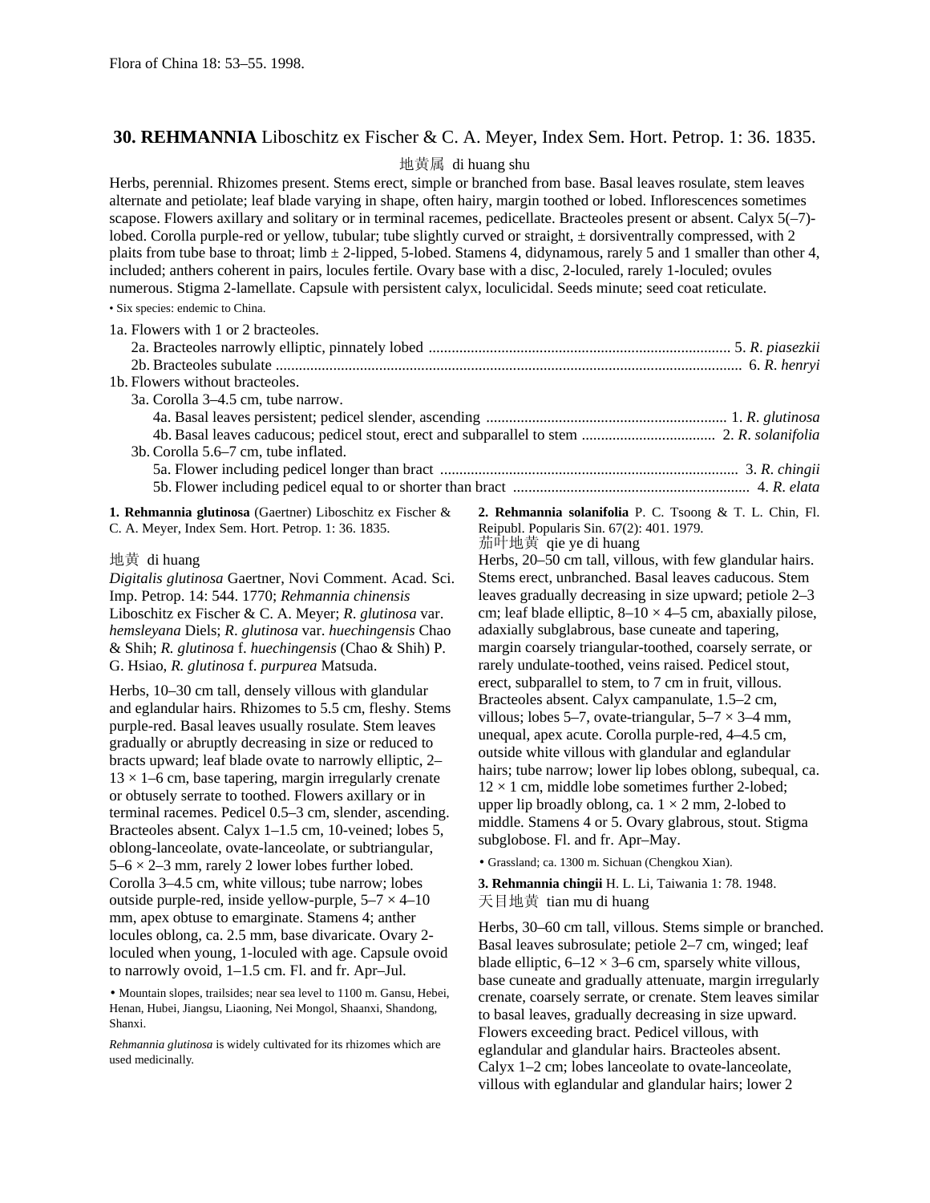Flora of China 18: 53–55. 1998.

## 30. REHMANNIA Liboschitz ex Fischer & C. A. Meyer, Index Sem. Hort. Petrop. 1: 36. 1835.

地黄属 di huang shu

Herbs, perennial. Rhizomes present. Stems erect, simple or branched from base. Basal leaves rosulate, stem leaves alternate and petiolate; leaf blade varying in shape, often hairy, margin toothed or lobed. Inflorescences sometimes scapose. Flowers axillary and solitary or in terminal racemes, pedicellate. Bracteoles present or absent. Calyx 5(–7)-lobed. Corolla purple-red or yellow, tubular; tube slightly curved or straight, ± dorsiventrally compressed, with 2 plaits from tube base to throat; limb ± 2-lipped, 5-lobed. Stamens 4, didynamous, rarely 5 and 1 smaller than other 4, included; anthers coherent in pairs, locules fertile. Ovary base with a disc, 2-loculed, rarely 1-loculed; ovules numerous. Stigma 2-lamellate. Capsule with persistent calyx, loculicidal. Seeds minute; seed coat reticulate.

• Six species: endemic to China.

1a. Flowers with 1 or 2 bracteoles.
- 2a. Bracteoles narrowly elliptic, pinnately lobed ..... 5. *R. piasezkii*
- 2b. Bracteoles subulate ..... 6. *R. henryi*

1b. Flowers without bracteoles.
- 3a. Corolla 3–4.5 cm, tube narrow.
  - 4a. Basal leaves persistent; pedicel slender, ascending ..... 1. *R. glutinosa*
  - 4b. Basal leaves caducous; pedicel stout, erect and subparallel to stem ..... 2. *R. solanifolia*
- 3b. Corolla 5.6–7 cm, tube inflated.
  - 5a. Flower including pedicel longer than bract ..... 3. *R. chingii*
  - 5b. Flower including pedicel equal to or shorter than bract ..... 4. *R. elata*

**1. Rehmannia glutinosa** (Gaertner) Liboschitz ex Fischer & C. A. Meyer, Index Sem. Hort. Petrop. 1: 36. 1835.

地黄 di huang

*Digitalis glutinosa* Gaertner, Novi Comment. Acad. Sci. Imp. Petrop. 14: 544. 1770; *Rehmannia chinensis* Liboschitz ex Fischer & C. A. Meyer; *R. glutinosa* var. *hemsleyana* Diels; *R. glutinosa* var. *huechingensis* Chao & Shih; *R. glutinosa* f. *huechingensis* (Chao & Shih) P. G. Hsiao, *R. glutinosa* f. *purpurea* Matsuda.

Herbs, 10–30 cm tall, densely villous with glandular and eglandular hairs. Rhizomes to 5.5 cm, fleshy. Stems purple-red. Basal leaves usually rosulate. Stem leaves gradually or abruptly decreasing in size or reduced to bracts upward; leaf blade ovate to narrowly elliptic, 2–13 × 1–6 cm, base tapering, margin irregularly crenate or obtusely serrate to toothed. Flowers axillary or in terminal racemes. Pedicel 0.5–3 cm, slender, ascending. Bracteoles absent. Calyx 1–1.5 cm, 10-veined; lobes 5, oblong-lanceolate, ovate-lanceolate, or subtriangular, 5–6 × 2–3 mm, rarely 2 lower lobes further lobed. Corolla 3–4.5 cm, white villous; tube narrow; lobes outside purple-red, inside yellow-purple, 5–7 × 4–10 mm, apex obtuse to emarginate. Stamens 4; anther locules oblong, ca. 2.5 mm, base divaricate. Ovary 2-loculed when young, 1-loculed with age. Capsule ovoid to narrowly ovoid, 1–1.5 cm. Fl. and fr. Apr–Jul.

• Mountain slopes, trailsides; near sea level to 1100 m. Gansu, Hebei, Henan, Hubei, Jiangsu, Liaoning, Nei Mongol, Shaanxi, Shandong, Shanxi.

*Rehmannia glutinosa* is widely cultivated for its rhizomes which are used medicinally.

**2. Rehmannia solanifolia** P. C. Tsoong & T. L. Chin, Fl. Reipubl. Popularis Sin. 67(2): 401. 1979.

茄叶地黄 qie ye di huang

Herbs, 20–50 cm tall, villous, with few glandular hairs. Stems erect, unbranched. Basal leaves caducous. Stem leaves gradually decreasing in size upward; petiole 2–3 cm; leaf blade elliptic, 8–10 × 4–5 cm, abaxially pilose, adaxially subglabrous, base cuneate and tapering, margin coarsely triangular-toothed, coarsely serrate, or rarely undulate-toothed, veins raised. Pedicel stout, erect, subparallel to stem, to 7 cm in fruit, villous. Bracteoles absent. Calyx campanulate, 1.5–2 cm, villous; lobes 5–7, ovate-triangular, 5–7 × 3–4 mm, unequal, apex acute. Corolla purple-red, 4–4.5 cm, outside white villous with glandular and eglandular hairs; tube narrow; lower lip lobes oblong, subequal, ca. 12 × 1 cm, middle lobe sometimes further 2-lobed; upper lip broadly oblong, ca. 1 × 2 mm, 2-lobed to middle. Stamens 4 or 5. Ovary glabrous, stout. Stigma subglobose. Fl. and fr. Apr–May.

• Grassland; ca. 1300 m. Sichuan (Chengkou Xian).

**3. Rehmannia chingii** H. L. Li, Taiwania 1: 78. 1948.

天目地黄 tian mu di huang

Herbs, 30–60 cm tall, villous. Stems simple or branched. Basal leaves subrosulate; petiole 2–7 cm, winged; leaf blade elliptic, 6–12 × 3–6 cm, sparsely white villous, base cuneate and gradually attenuate, margin irregularly crenate, coarsely serrate, or crenate. Stem leaves similar to basal leaves, gradually decreasing in size upward. Flowers exceeding bract. Pedicel villous, with eglandular and glandular hairs. Bracteoles absent. Calyx 1–2 cm; lobes lanceolate to ovate-lanceolate, villous with eglandular and glandular hairs; lower 2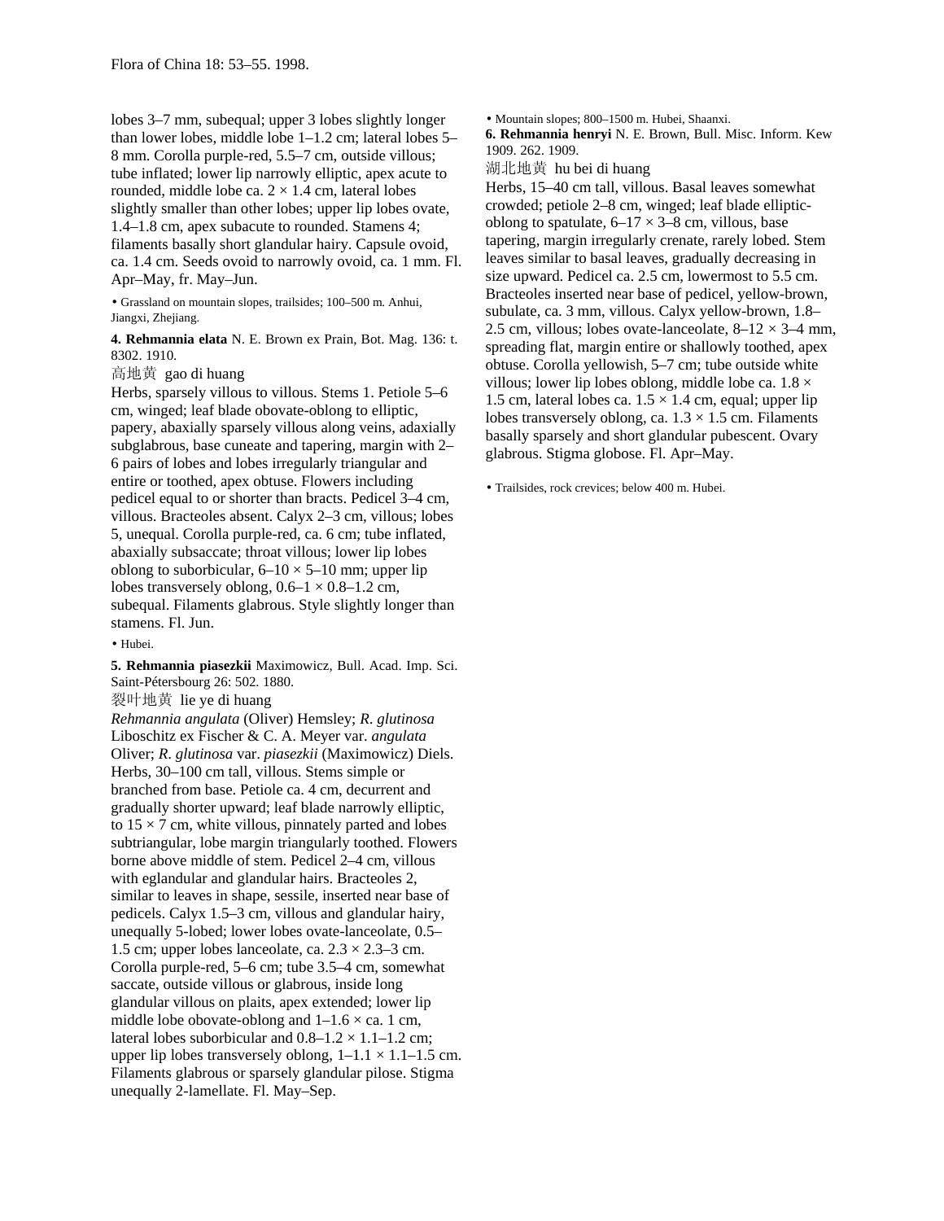lobes 3–7 mm, subequal; upper 3 lobes slightly longer than lower lobes, middle lobe 1–1.2 cm; lateral lobes 5–8 mm. Corolla purple-red, 5.5–7 cm, outside villous; tube inflated; lower lip narrowly elliptic, apex acute to rounded, middle lobe ca. 2 × 1.4 cm, lateral lobes slightly smaller than other lobes; upper lip lobes ovate, 1.4–1.8 cm, apex subacute to rounded. Stamens 4; filaments basally short glandular hairy. Capsule ovoid, ca. 1.4 cm. Seeds ovoid to narrowly ovoid, ca. 1 mm. Fl. Apr–May, fr. May–Jun.

• Grassland on mountain slopes, trailsides; 100–500 m. Anhui, Jiangxi, Zhejiang.

**4. Rehmannia elata** N. E. Brown ex Prain, Bot. Mag. 136: t. 8302. 1910.

高地黄 gao di huang

Herbs, sparsely villous to villous. Stems 1. Petiole 5–6 cm, winged; leaf blade obovate-oblong to elliptic, papery, abaxially sparsely villous along veins, adaxially subglabrous, base cuneate and tapering, margin with 2–6 pairs of lobes and lobes irregularly triangular and entire or toothed, apex obtuse. Flowers including pedicel equal to or shorter than bracts. Pedicel 3–4 cm, villous. Bracteoles absent. Calyx 2–3 cm, villous; lobes 5, unequal. Corolla purple-red, ca. 6 cm; tube inflated, abaxially subsaccate; throat villous; lower lip lobes oblong to suborbicular, 6–10 × 5–10 mm; upper lip lobes transversely oblong, 0.6–1 × 0.8–1.2 cm, subequal. Filaments glabrous. Style slightly longer than stamens. Fl. Jun.

• Hubei.

**5. Rehmannia piasezkii** Maximowicz, Bull. Acad. Imp. Sci. Saint-Pétersbourg 26: 502. 1880.

裂叶地黄 lie ye di huang

*Rehmannia angulata* (Oliver) Hemsley; *R. glutinosa* Liboschitz ex Fischer & C. A. Meyer var. *angulata* Oliver; *R. glutinosa* var. *piasezkii* (Maximowicz) Diels.

Herbs, 30–100 cm tall, villous. Stems simple or branched from base. Petiole ca. 4 cm, decurrent and gradually shorter upward; leaf blade narrowly elliptic, to 15 × 7 cm, white villous, pinnately parted and lobes subtriangular, lobe margin triangularly toothed. Flowers borne above middle of stem. Pedicel 2–4 cm, villous with eglandular and glandular hairs. Bracteoles 2, similar to leaves in shape, sessile, inserted near base of pedicels. Calyx 1.5–3 cm, villous and glandular hairy, unequally 5-lobed; lower lobes ovate-lanceolate, 0.5–1.5 cm; upper lobes lanceolate, ca. 2.3 × 2.3–3 cm. Corolla purple-red, 5–6 cm; tube 3.5–4 cm, somewhat saccate, outside villous or glabrous, inside long glandular villous on plaits, apex extended; lower lip middle lobe obovate-oblong and 1–1.6 × ca. 1 cm, lateral lobes suborbicular and 0.8–1.2 × 1.1–1.2 cm; upper lip lobes transversely oblong, 1–1.1 × 1.1–1.5 cm. Filaments glabrous or sparsely glandular pilose. Stigma unequally 2-lamellate. Fl. May–Sep.

• Mountain slopes; 800–1500 m. Hubei, Shaanxi.

**6. Rehmannia henryi** N. E. Brown, Bull. Misc. Inform. Kew 1909. 262. 1909.

湖北地黄 hu bei di huang

Herbs, 15–40 cm tall, villous. Basal leaves somewhat crowded; petiole 2–8 cm, winged; leaf blade elliptic-oblong to spatulate, 6–17 × 3–8 cm, villous, base tapering, margin irregularly crenate, rarely lobed. Stem leaves similar to basal leaves, gradually decreasing in size upward. Pedicel ca. 2.5 cm, lowermost to 5.5 cm. Bracteoles inserted near base of pedicel, yellow-brown, subulate, ca. 3 mm, villous. Calyx yellow-brown, 1.8–2.5 cm, villous; lobes ovate-lanceolate, 8–12 × 3–4 mm, spreading flat, margin entire or shallowly toothed, apex obtuse. Corolla yellowish, 5–7 cm; tube outside white villous; lower lip lobes oblong, middle lobe ca. 1.8 × 1.5 cm, lateral lobes ca. 1.5 × 1.4 cm, equal; upper lip lobes transversely oblong, ca. 1.3 × 1.5 cm. Filaments basally sparsely and short glandular pubescent. Ovary glabrous. Stigma globose. Fl. Apr–May.

• Trailsides, rock crevices; below 400 m. Hubei.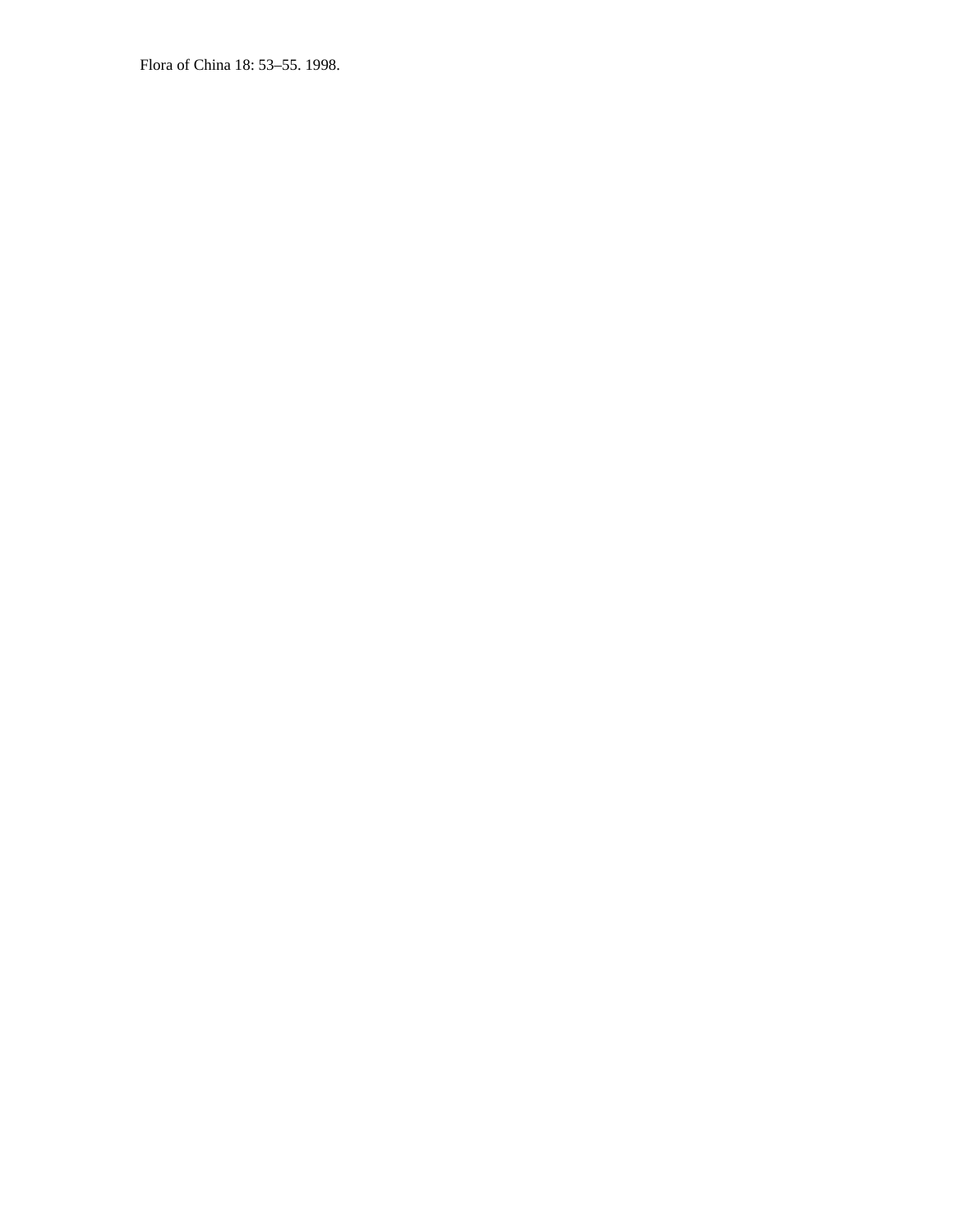Flora of China 18: 53–55. 1998.